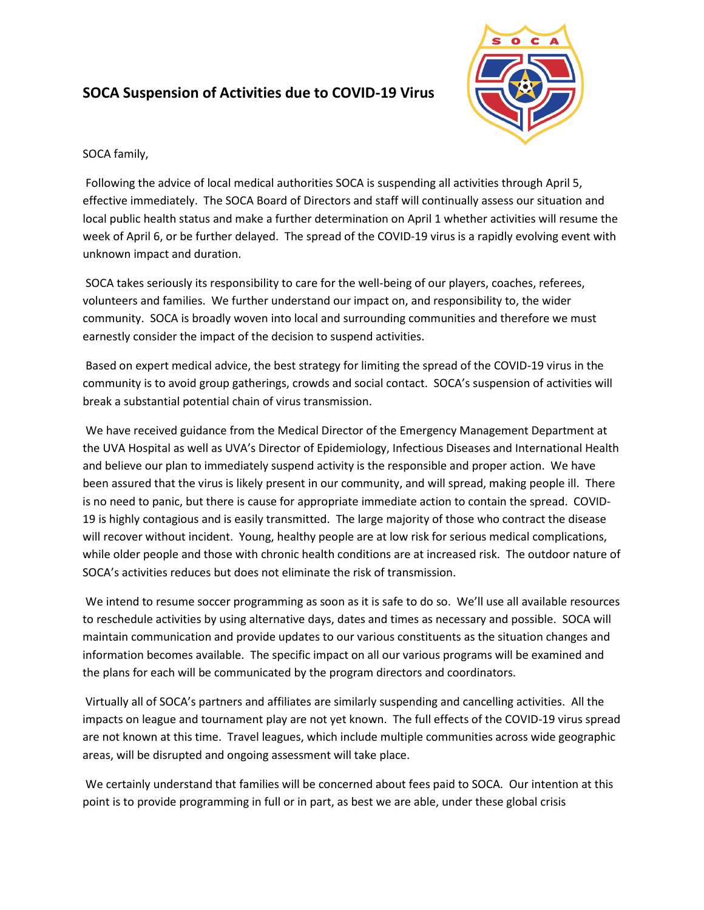# SOCA Suspension of Activities due to COVID-19 Virus

SOCA family,

Following the advice of local medical authorities SOCA is suspending all activities through April 5, effective immediately. The SOCA Board of Directors and staff will continually assess our situation and local public health status and make a further determination on April 1 whether activities will resume the week of April 6, or be further delayed. The spread of the COVID-19 virus is a rapidly evolving event with unknown impact and duration.

SOCA takes seriously its responsibility to care for the well-being of our players, coaches, referees, volunteers and families. We further understand our impact on, and responsibility to, the wider community. SOCA is broadly woven into local and surrounding communities and therefore we must earnestly consider the impact of the decision to suspend activities.

Based on expert medical advice, the best strategy for limiting the spread of the COVID-19 virus in the community is to avoid group gatherings, crowds and social contact. SOCA's suspension of activities will break a substantial potential chain of virus transmission.

We have received guidance from the Medical Director of the Emergency Management Department at the UVA Hospital as well as UVA's Director of Epidemiology, Infectious Diseases and International Health and believe our plan to immediately suspend activity is the responsible and proper action. We have been assured that the virus is likely present in our community, and will spread, making people ill. There is no need to panic, but there is cause for appropriate immediate action to contain the spread. COVID-19 is highly contagious and is easily transmitted. The large majority of those who contract the disease will recover without incident. Young, healthy people are at low risk for serious medical complications, while older people and those with chronic health conditions are at increased risk. The outdoor nature of SOCA's activities reduces but does not eliminate the risk of transmission.

We intend to resume soccer programming as soon as it is safe to do so. We'll use all available resources to reschedule activities by using alternative days, dates and times as necessary and possible. SOCA will maintain communication and provide updates to our various constituents as the situation changes and information becomes available. The specific impact on all our various programs will be examined and the plans for each will be communicated by the program directors and coordinators.

Virtually all of SOCA's partners and affiliates are similarly suspending and cancelling activities. All the impacts on league and tournament play are not yet known. The full effects of the COVID-19 virus spread are not known at this time. Travel leagues, which include multiple communities across wide geographic areas, will be disrupted and ongoing assessment will take place.

We certainly understand that families will be concerned about fees paid to SOCA. Our intention at this point is to provide programming in full or in part, as best we are able, under these global crisis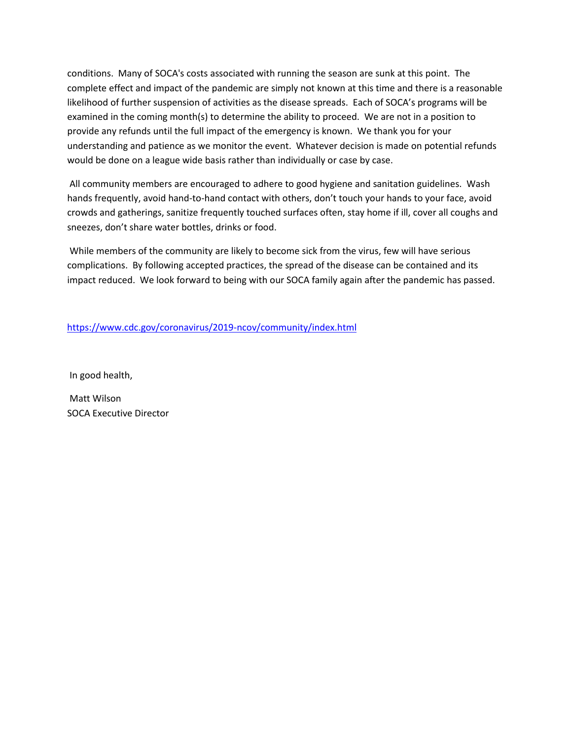conditions. Many of SOCA's costs associated with running the season are sunk at this point. The complete effect and impact of the pandemic are simply not known at this time and there is a reasonable likelihood of further suspension of activities as the disease spreads. Each of SOCA's programs will be examined in the coming month(s) to determine the ability to proceed. We are not in a position to provide any refunds until the full impact of the emergency is known. We thank you for your understanding and patience as we monitor the event. Whatever decision is made on potential refunds would be done on a league wide basis rather than individually or case by case.

All community members are encouraged to adhere to good hygiene and sanitation guidelines. Wash hands frequently, avoid hand-to-hand contact with others, don't touch your hands to your face, avoid crowds and gatherings, sanitize frequently touched surfaces often, stay home if ill, cover all coughs and sneezes, don't share water bottles, drinks or food.

While members of the community are likely to become sick from the virus, few will have serious complications. By following accepted practices, the spread of the disease can be contained and its impact reduced. We look forward to being with our SOCA family again after the pandemic has passed.

https://www.cdc.gov/coronavirus/2019-ncov/community/index.html

In good health,

Matt Wilson
SOCA Executive Director